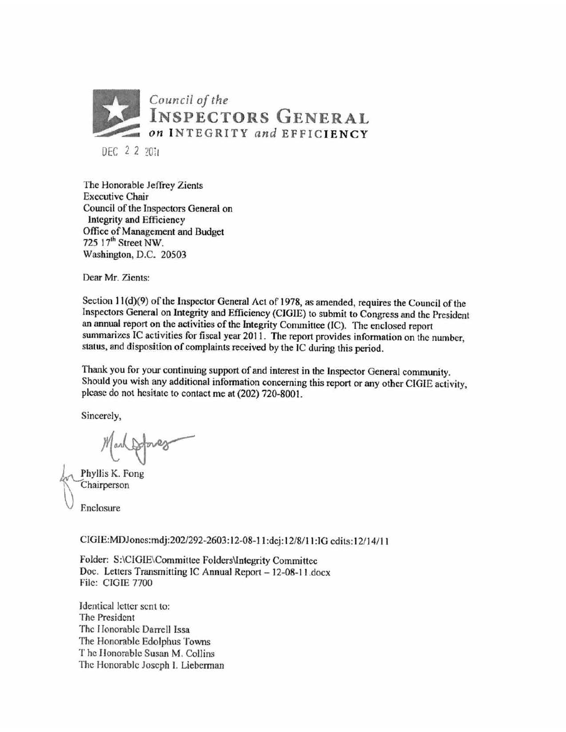Council of the
**INSPECTORS GENERAL**
on **INTEGRITY** and **EFFICIENCY**

DEC 2 2 2011

The Honorable Jeffrey Zients
Executive Chair
Council of the Inspectors General on
Integrity and Efficiency
Office of Management and Budget
725 17th Street NW.
Washington, D.C. 20503

Dear Mr. Zients:

Section 11(d)(9) of the Inspector General Act of 1978, as amended, requires the Council of the Inspectors General on Integrity and Efficiency (CIGIE) to submit to Congress and the President an annual report on the activities of the Integrity Committee (IC). The enclosed report summarizes IC activities for fiscal year 2011. The report provides information on the number, status, and disposition of complaints received by the IC during this period.

Thank you for your continuing support of and interest in the Inspector General community. Should you wish any additional information concerning this report or any other CIGIE activity, please do not hesitate to contact me at (202) 720-8001.

Sincerely,

for Phyllis K. Fong
Chairperson

Enclosure

CIGIE:MDJones:mdj:202/292-2603:12-08-11:dcj:12/8/11:IG edits:12/14/11

Folder: S:\CIGIE\Committee Folders\Integrity Committee
Doc. Letters Transmitting IC Annual Report – 12-08-11.docx
File: CIGIE 7700

Identical letter sent to:
The President
The Honorable Darrell Issa
The Honorable Edolphus Towns
The Honorable Susan M. Collins
The Honorable Joseph I. Lieberman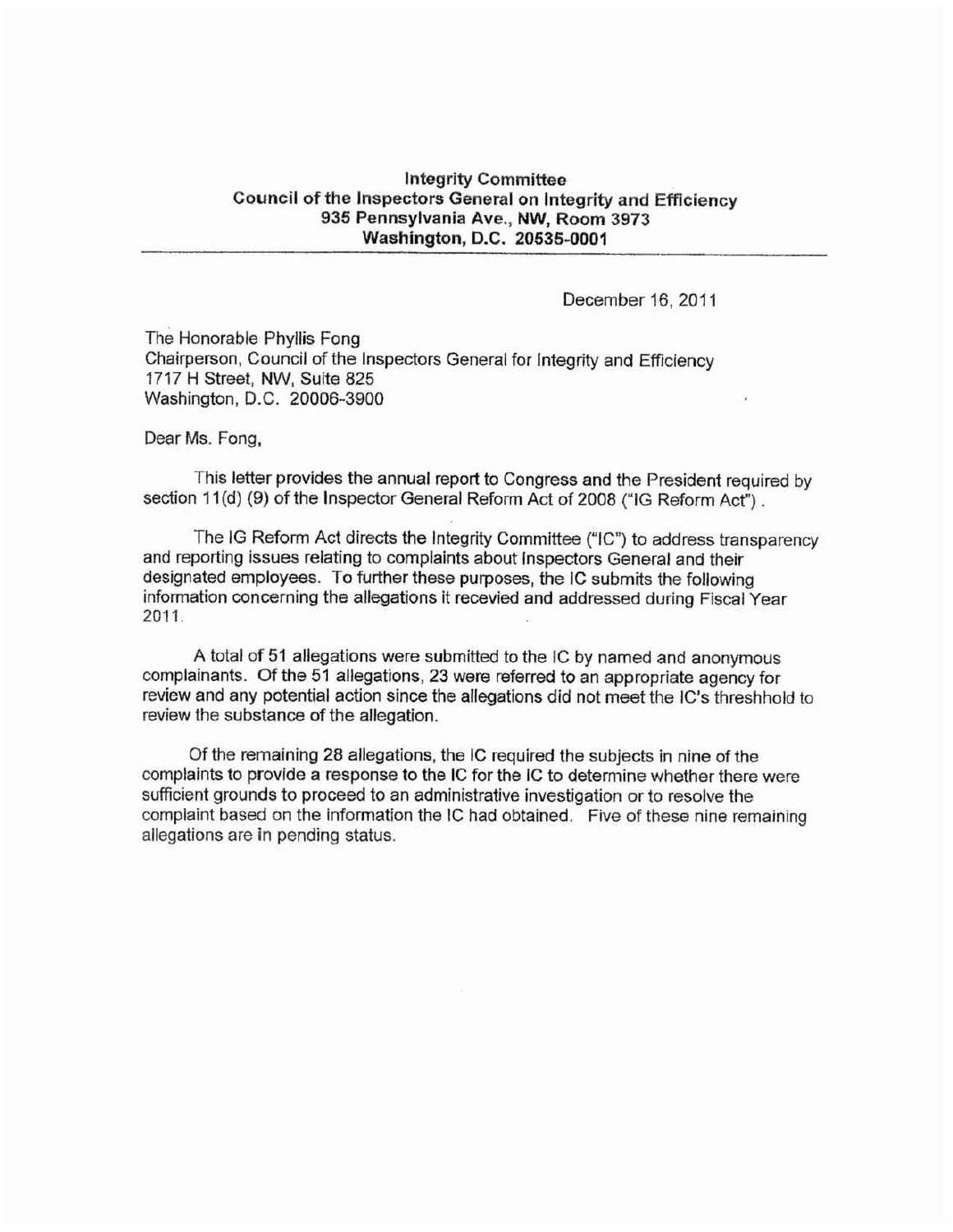**Integrity Committee**
**Council of the Inspectors General on Integrity and Efficiency**
**935 Pennsylvania Ave., NW, Room 3973**
**Washington, D.C. 20535-0001**

---

December 16, 2011

The Honorable Phyllis Fong
Chairperson, Council of the Inspectors General for Integrity and Efficiency
1717 H Street, NW, Suite 825
Washington, D.C. 20006-3900

Dear Ms. Fong,

This letter provides the annual report to Congress and the President required by section 11(d) (9) of the Inspector General Reform Act of 2008 ("IG Reform Act").

The IG Reform Act directs the Integrity Committee ("IC") to address transparency and reporting issues relating to complaints about Inspectors General and their designated employees. To further these purposes, the IC submits the following information concerning the allegations it recevied and addressed during Fiscal Year 2011.

A total of 51 allegations were submitted to the IC by named and anonymous complainants. Of the 51 allegations, 23 were referred to an appropriate agency for review and any potential action since the allegations did not meet the IC's threshhold to review the substance of the allegation.

Of the remaining 28 allegations, the IC required the subjects in nine of the complaints to provide a response to the IC for the IC to determine whether there were sufficient grounds to proceed to an administrative investigation or to resolve the complaint based on the information the IC had obtained. Five of these nine remaining allegations are in pending status.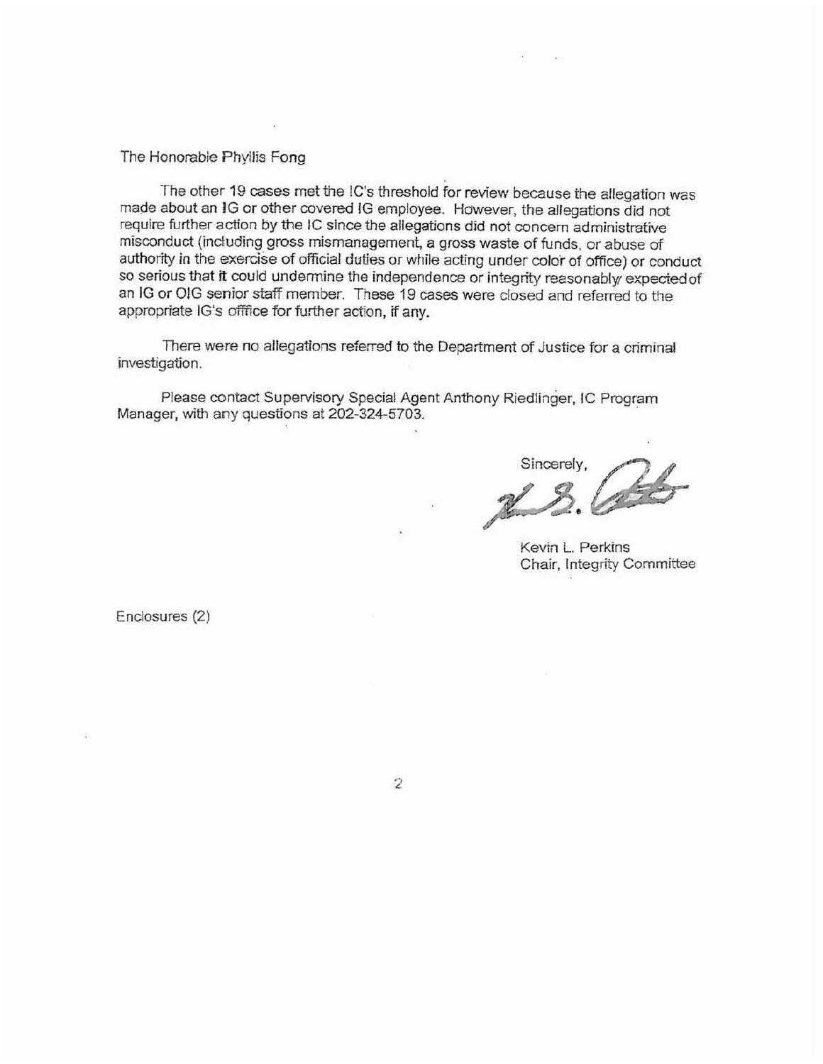The Honorable Phylis Fong

The other 19 cases met the IC's threshold for review because the allegation was made about an IG or other covered IG employee. However, the allegations did not require further action by the IC since the allegations did not concern administrative misconduct (including gross mismanagement, a gross waste of funds, or abuse of authority in the exercise of official duties or while acting under color of office) or conduct so serious that it could undermine the independence or integrity reasonably expected of an IG or OIG senior staff member. These 19 cases were closed and referred to the appropriate IG's offfice for further action, if any.

There were no allegations referred to the Department of Justice for a criminal investigation.

Please contact Supervisory Special Agent Anthony Riedlinger, IC Program Manager, with any questions at 202-324-5703.

Sincerely,

Kevin L. Perkins
Chair, Integrity Committee

Enclosures (2)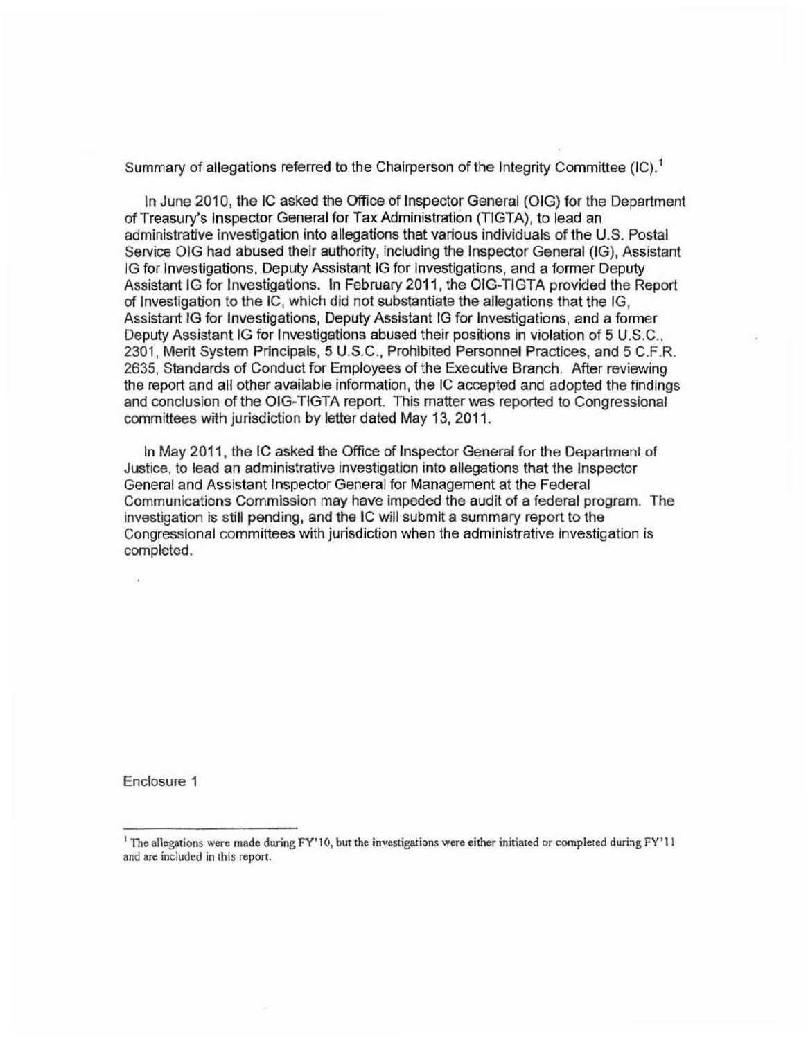Summary of allegations referred to the Chairperson of the Integrity Committee (IC).[1]

In June 2010, the IC asked the Office of Inspector General (OIG) for the Department of Treasury's Inspector General for Tax Administration (TIGTA), to lead an administrative investigation into allegations that various individuals of the U.S. Postal Service OIG had abused their authority, including the Inspector General (IG), Assistant IG for Investigations, Deputy Assistant IG for Investigations, and a former Deputy Assistant IG for Investigations. In February 2011, the OIG-TIGTA provided the Report of Investigation to the IC, which did not substantiate the allegations that the IG, Assistant IG for Investigations, Deputy Assistant IG for Investigations, and a former Deputy Assistant IG for Investigations abused their positions in violation of 5 U.S.C., 2301, Merit System Principals, 5 U.S.C., Prohibited Personnel Practices, and 5 C.F.R. 2635, Standards of Conduct for Employees of the Executive Branch. After reviewing the report and all other available information, the IC accepted and adopted the findings and conclusion of the OIG-TIGTA report. This matter was reported to Congressional committees with jurisdiction by letter dated May 13, 2011.

In May 2011, the IC asked the Office of Inspector General for the Department of Justice, to lead an administrative investigation into allegations that the Inspector General and Assistant Inspector General for Management at the Federal Communications Commission may have impeded the audit of a federal program. The investigation is still pending, and the IC will submit a summary report to the Congressional committees with jurisdiction when the administrative investigation is completed.

Enclosure 1

[1] The allegations were made during FY'10, but the investigations were either initiated or completed during FY'11 and are included in this report.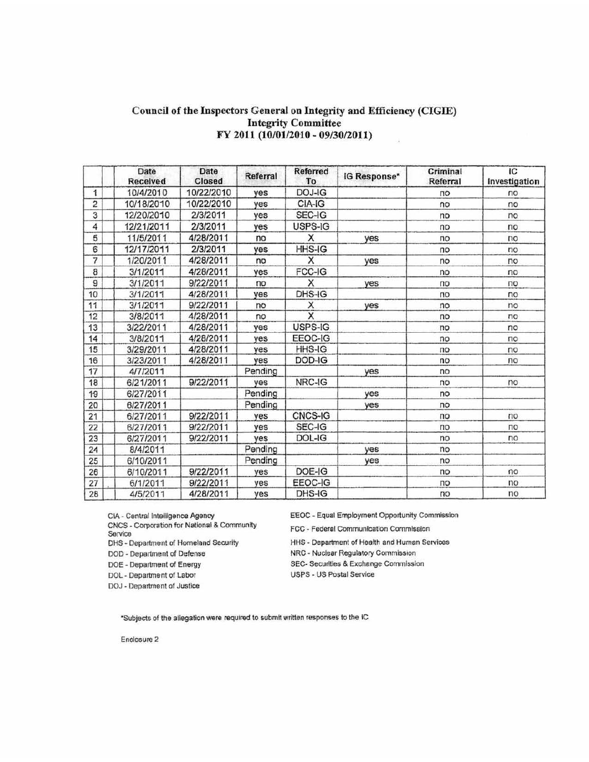# Council of the Inspectors General on Integrity and Efficiency (CIGIE)
## Integrity Committee
### FY 2011 (10/01/2010 - 09/30/2011)

| | Date Received | Date Closed | Referral | Referred To | IG Response* | Criminal Referral | IC Investigation |
|---|---|---|---|---|---|---|---|
| 1 | 10/4/2010 | 10/22/2010 | yes | DOJ-IG | | no | no |
| 2 | 10/18/2010 | 10/22/2010 | yes | CIA-IG | | no | no |
| 3 | 12/20/2010 | 2/3/2011 | yes | SEC-IG | | no | no |
| 4 | 12/21/2011 | 2/3/2011 | yes | USPS-IG | | no | no |
| 5 | 11/5/2011 | 4/28/2011 | no | X | yes | no | no |
| 6 | 12/17/2011 | 2/3/2011 | yes | HHS-IG | | no | no |
| 7 | 1/20/2011 | 4/28/2011 | no | X | yes | no | no |
| 8 | 3/1/2011 | 4/28/2011 | yes | FCC-IG | | no | no |
| 9 | 3/1/2011 | 9/22/2011 | no | X | yes | no | no |
| 10 | 3/1/2011 | 4/28/2011 | yes | DHS-IG | | no | no |
| 11 | 3/1/2011 | 9/22/2011 | no | X | yes | no | no |
| 12 | 3/8/2011 | 4/28/2011 | no | X | | no | no |
| 13 | 3/22/2011 | 4/28/2011 | yes | USPS-IG | | no | no |
| 14 | 3/8/2011 | 4/28/2011 | yes | EEOC-IG | | no | no |
| 15 | 3/29/2011 | 4/28/2011 | yes | HHS-IG | | no | no |
| 16 | 3/23/2011 | 4/28/2011 | yes | DOD-IG | | no | no |
| 17 | 4/7/2011 | | Pending | | yes | no | |
| 18 | 6/21/2011 | 9/22/2011 | yes | NRC-IG | | no | no |
| 19 | 6/27/2011 | | Pending | | yes | no | |
| 20 | 6/27/2011 | | Pending | | yes | no | |
| 21 | 6/27/2011 | 9/22/2011 | yes | CNCS-IG | | no | no |
| 22 | 6/27/2011 | 9/22/2011 | yes | SEC-IG | | no | no |
| 23 | 6/27/2011 | 9/22/2011 | yes | DOL-IG | | no | no |
| 24 | 8/4/2011 | | Pending | | yes | no | |
| 25 | 6/10/2011 | | Pending | | yes | no | |
| 26 | 6/10/2011 | 9/22/2011 | yes | DOE-IG | | no | no |
| 27 | 6/1/2011 | 9/22/2011 | yes | EEOC-IG | | no | no |
| 28 | 4/5/2011 | 4/28/2011 | yes | DHS-IG | | no | no |

CIA - Central Intelligence Agency
CNCS - Corporation for National & Community Service
DHS - Department of Homeland Security
DOD - Department of Defense
DOE - Department of Energy
DOL - Department of Labor
DOJ - Department of Justice
EEOC - Equal Employment Opportunity Commission
FCC - Federal Communication Commission
HHS - Department of Health and Human Services
NRC - Nuclear Regulatory Commission
SEC- Securities & Exchange Commission
USPS - US Postal Service

*Subjects of the allegation were required to submit written responses to the IC

Enclosure 2